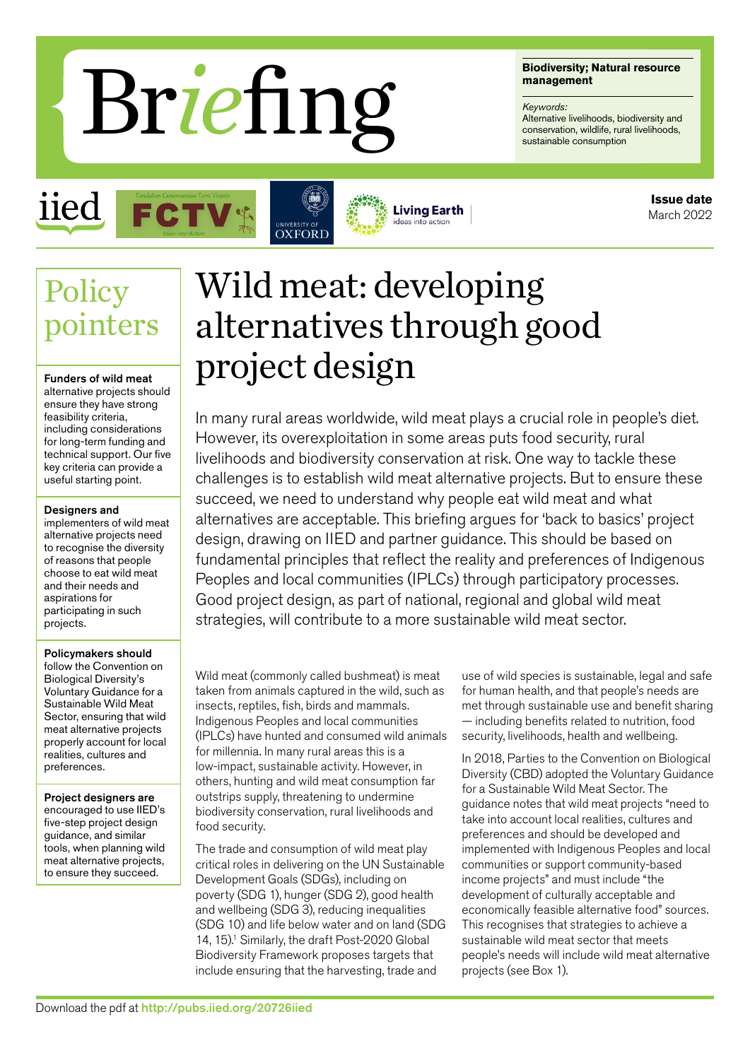# Briefing

**Biodiversity; Natural resource management**

*Keywords:*
Alternative livelihoods, biodiversity and conservation, wildlife, rural livelihoods, sustainable consumption

**Issue date**
March 2022

## Policy pointers

**Funders of wild meat** alternative projects should ensure they have strong feasibility criteria, including considerations for long-term funding and technical support. Our five key criteria can provide a useful starting point.

**Designers and** implementers of wild meat alternative projects need to recognise the diversity of reasons that people choose to eat wild meat and their needs and aspirations for participating in such projects.

**Policymakers should** follow the Convention on Biological Diversity's Voluntary Guidance for a Sustainable Wild Meat Sector, ensuring that wild meat alternative projects properly account for local realities, cultures and preferences.

**Project designers are** encouraged to use IIED's five-step project design guidance, and similar tools, when planning wild meat alternative projects, to ensure they succeed.

# Wild meat: developing alternatives through good project design

In many rural areas worldwide, wild meat plays a crucial role in people's diet. However, its overexploitation in some areas puts food security, rural livelihoods and biodiversity conservation at risk. One way to tackle these challenges is to establish wild meat alternative projects. But to ensure these succeed, we need to understand why people eat wild meat and what alternatives are acceptable. This briefing argues for 'back to basics' project design, drawing on IIED and partner guidance. This should be based on fundamental principles that reflect the reality and preferences of Indigenous Peoples and local communities (IPLCs) through participatory processes. Good project design, as part of national, regional and global wild meat strategies, will contribute to a more sustainable wild meat sector.

Wild meat (commonly called bushmeat) is meat taken from animals captured in the wild, such as insects, reptiles, fish, birds and mammals. Indigenous Peoples and local communities (IPLCs) have hunted and consumed wild animals for millennia. In many rural areas this is a low-impact, sustainable activity. However, in others, hunting and wild meat consumption far outstrips supply, threatening to undermine biodiversity conservation, rural livelihoods and food security.

The trade and consumption of wild meat play critical roles in delivering on the UN Sustainable Development Goals (SDGs), including on poverty (SDG 1), hunger (SDG 2), good health and wellbeing (SDG 3), reducing inequalities (SDG 10) and life below water and on land (SDG 14, 15).[1] Similarly, the draft Post-2020 Global Biodiversity Framework proposes targets that include ensuring that the harvesting, trade and use of wild species is sustainable, legal and safe for human health, and that people's needs are met through sustainable use and benefit sharing — including benefits related to nutrition, food security, livelihoods, health and wellbeing.

In 2018, Parties to the Convention on Biological Diversity (CBD) adopted the Voluntary Guidance for a Sustainable Wild Meat Sector. The guidance notes that wild meat projects "need to take into account local realities, cultures and preferences and should be developed and implemented with Indigenous Peoples and local communities or support community-based income projects" and must include "the development of culturally acceptable and economically feasible alternative food" sources. This recognises that strategies to achieve a sustainable wild meat sector that meets people's needs will include wild meat alternative projects (see Box 1).

Download the pdf at http://pubs.iied.org/20726iied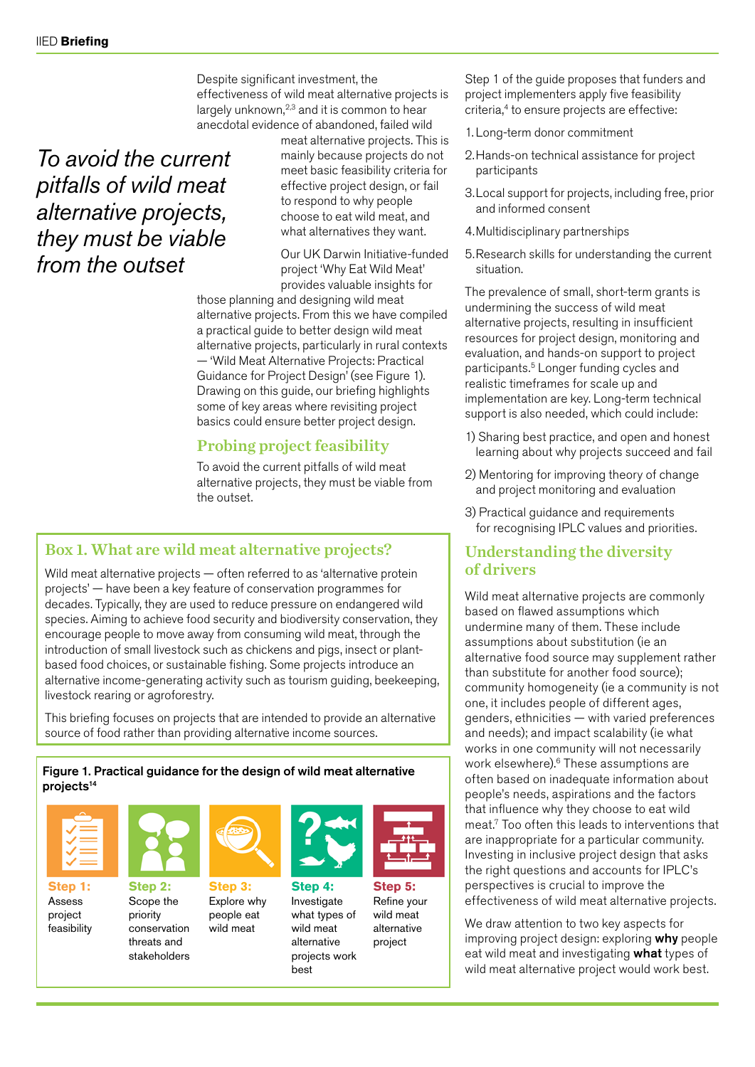*To avoid the current pitfalls of wild meat alternative projects, they must be viable from the outset*

Despite significant investment, the effectiveness of wild meat alternative projects is largely unknown,[2,3] and it is common to hear anecdotal evidence of abandoned, failed wild meat alternative projects. This is mainly because projects do not meet basic feasibility criteria for effective project design, or fail to respond to why people choose to eat wild meat, and what alternatives they want.

Our UK Darwin Initiative-funded project 'Why Eat Wild Meat' provides valuable insights for those planning and designing wild meat alternative projects. From this we have compiled a practical guide to better design wild meat alternative projects, particularly in rural contexts — 'Wild Meat Alternative Projects: Practical Guidance for Project Design' (see Figure 1). Drawing on this guide, our briefing highlights some of key areas where revisiting project basics could ensure better project design.

## Probing project feasibility

To avoid the current pitfalls of wild meat alternative projects, they must be viable from the outset.

Step 1 of the guide proposes that funders and project implementers apply five feasibility criteria,[4] to ensure projects are effective:

1. Long-term donor commitment
2. Hands-on technical assistance for project participants
3. Local support for projects, including free, prior and informed consent
4. Multidisciplinary partnerships
5. Research skills for understanding the current situation.

The prevalence of small, short-term grants is undermining the success of wild meat alternative projects, resulting in insufficient resources for project design, monitoring and evaluation, and hands-on support to project participants.[5] Longer funding cycles and realistic timeframes for scale up and implementation are key. Long-term technical support is also needed, which could include:

1) Sharing best practice, and open and honest learning about why projects succeed and fail
2) Mentoring for improving theory of change and project monitoring and evaluation
3) Practical guidance and requirements for recognising IPLC values and priorities.

## Understanding the diversity of drivers

Wild meat alternative projects are commonly based on flawed assumptions which undermine many of them. These include assumptions about substitution (ie an alternative food source may supplement rather than substitute for another food source); community homogeneity (ie a community is not one, it includes people of different ages, genders, ethnicities — with varied preferences and needs); and impact scalability (ie what works in one community will not necessarily work elsewhere).[6] These assumptions are often based on inadequate information about people's needs, aspirations and the factors that influence why they choose to eat wild meat.[7] Too often this leads to interventions that are inappropriate for a particular community. Investing in inclusive project design that asks the right questions and accounts for IPLC's perspectives is crucial to improve the effectiveness of wild meat alternative projects.

We draw attention to two key aspects for improving project design: exploring **why** people eat wild meat and investigating **what** types of wild meat alternative project would work best.

### Box 1. What are wild meat alternative projects?

Wild meat alternative projects — often referred to as 'alternative protein projects' — have been a key feature of conservation programmes for decades. Typically, they are used to reduce pressure on endangered wild species. Aiming to achieve food security and biodiversity conservation, they encourage people to move away from consuming wild meat, through the introduction of small livestock such as chickens and pigs, insect or plant-based food choices, or sustainable fishing. Some projects introduce an alternative income-generating activity such as tourism guiding, beekeeping, livestock rearing or agroforestry.

This briefing focuses on projects that are intended to provide an alternative source of food rather than providing alternative income sources.

**Figure 1. Practical guidance for the design of wild meat alternative projects[14]**

**Step 1:** Assess project feasibility

**Step 2:** Scope the priority conservation threats and stakeholders

**Step 3:** Explore why people eat wild meat

**Step 4:** Investigate what types of wild meat alternative projects work best

**Step 5:** Refine your wild meat alternative project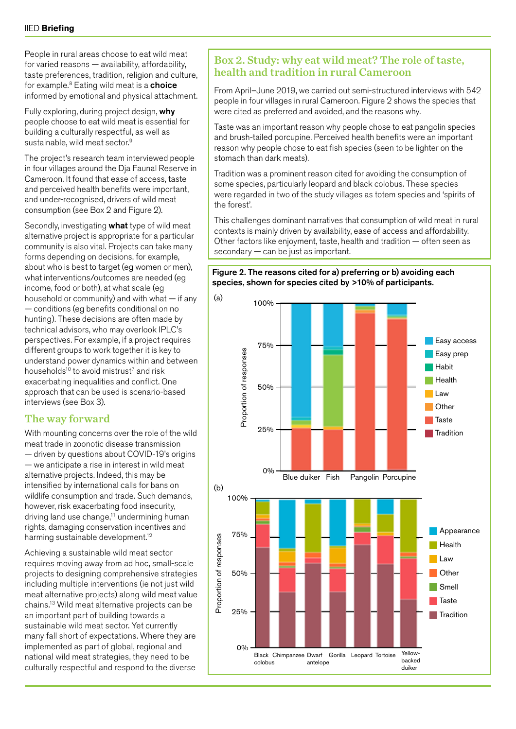People in rural areas choose to eat wild meat for varied reasons — availability, affordability, taste preferences, tradition, religion and culture, for example.[8] Eating wild meat is a **choice** informed by emotional and physical attachment.

Fully exploring, during project design, **why** people choose to eat wild meat is essential for building a culturally respectful, as well as sustainable, wild meat sector.[9]

The project's research team interviewed people in four villages around the Dja Faunal Reserve in Cameroon. It found that ease of access, taste and perceived health benefits were important, and under-recognised, drivers of wild meat consumption (see Box 2 and Figure 2).

Secondly, investigating **what** type of wild meat alternative project is appropriate for a particular community is also vital. Projects can take many forms depending on decisions, for example, about who is best to target (eg women or men), what interventions/outcomes are needed (eg income, food or both), at what scale (eg household or community) and with what — if any — conditions (eg benefits conditional on no hunting). These decisions are often made by technical advisors, who may overlook IPLC's perspectives. For example, if a project requires different groups to work together it is key to understand power dynamics within and between households[10] to avoid mistrust[7] and risk exacerbating inequalities and conflict. One approach that can be used is scenario-based interviews (see Box 3).

## The way forward

With mounting concerns over the role of the wild meat trade in zoonotic disease transmission — driven by questions about COVID-19's origins — we anticipate a rise in interest in wild meat alternative projects. Indeed, this may be intensified by international calls for bans on wildlife consumption and trade. Such demands, however, risk exacerbating food insecurity, driving land use change,[11] undermining human rights, damaging conservation incentives and harming sustainable development.[12]

Achieving a sustainable wild meat sector requires moving away from ad hoc, small-scale projects to designing comprehensive strategies including multiple interventions (ie not just wild meat alternative projects) along wild meat value chains.[13] Wild meat alternative projects can be an important part of building towards a sustainable wild meat sector. Yet currently many fall short of expectations. Where they are implemented as part of global, regional and national wild meat strategies, they need to be culturally respectful and respond to the diverse

### Box 2. Study: why eat wild meat? The role of taste, health and tradition in rural Cameroon

From April–June 2019, we carried out semi-structured interviews with 542 people in four villages in rural Cameroon. Figure 2 shows the species that were cited as preferred and avoided, and the reasons why.

Taste was an important reason why people chose to eat pangolin species and brush-tailed porcupine. Perceived health benefits were an important reason why people chose to eat fish species (seen to be lighter on the stomach than dark meats).

Tradition was a prominent reason cited for avoiding the consumption of some species, particularly leopard and black colobus. These species were regarded in two of the study villages as totem species and 'spirits of the forest'.

This challenges dominant narratives that consumption of wild meat in rural contexts is mainly driven by availability, ease of access and affordability. Other factors like enjoyment, taste, health and tradition — often seen as secondary — can be just as important.

**Figure 2. The reasons cited for a) preferring or b) avoiding each species, shown for species cited by >10% of participants.**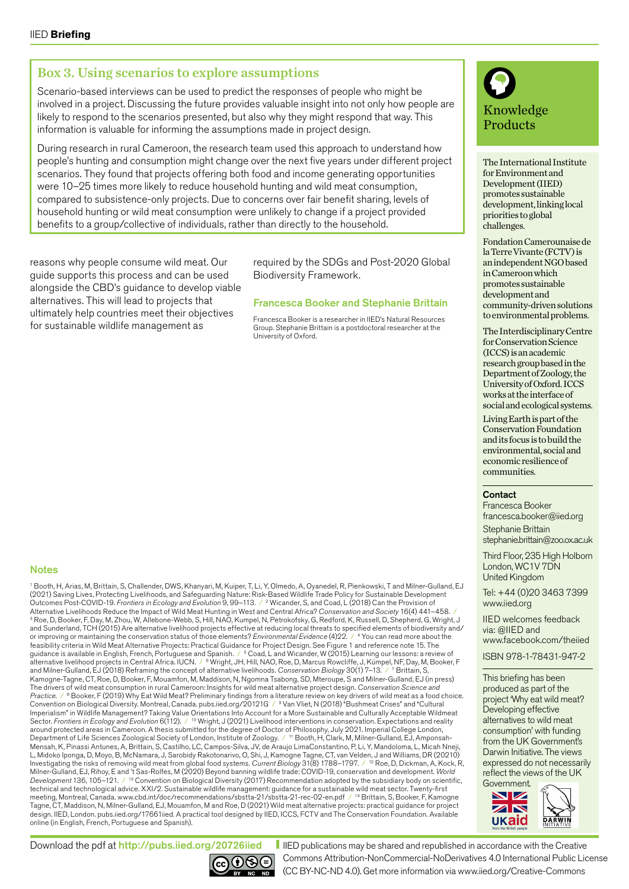### Box 3. Using scenarios to explore assumptions

Scenario-based interviews can be used to predict the responses of people who might be involved in a project. Discussing the future provides valuable insight into not only how people are likely to respond to the scenarios presented, but also why they might respond that way. This information is valuable for informing the assumptions made in project design.

During research in rural Cameroon, the research team used this approach to understand how people's hunting and consumption might change over the next five years under different project scenarios. They found that projects offering both food and income generating opportunities were 10–25 times more likely to reduce household hunting and wild meat consumption, compared to subsistence-only projects. Due to concerns over fair benefit sharing, levels of household hunting or wild meat consumption were unlikely to change if a project provided benefits to a group/collective of individuals, rather than directly to the household.

reasons why people consume wild meat. Our guide supports this process and can be used alongside the CBD's guidance to develop viable alternatives. This will lead to projects that ultimately help countries meet their objectives for sustainable wildlife management as required by the SDGs and Post-2020 Global Biodiversity Framework.

**Francesca Booker and Stephanie Brittain**

Francesca Booker is a researcher in IIED's Natural Resources Group. Stephanie Brittain is a postdoctoral researcher at the University of Oxford.

### Notes

[1] Booth, H, Arias, M, Brittain, S, Challender, DWS, Khanyari, M, Kuiper, T, Li, Y, Olmedo, A, Oyanedel, R, Pienkowski, T and Milner-Gulland, EJ (2021) Saving Lives, Protecting Livelihoods, and Safeguarding Nature: Risk-Based Wildlife Trade Policy for Sustainable Development Outcomes Post-COVID-19. *Frontiers in Ecology and Evolution* 9, 99–113. / [2] Wicander, S, and Coad, L (2018) Can the Provision of Alternative Livelihoods Reduce the Impact of Wild Meat Hunting in West and Central Africa? *Conservation and Society* 16(4) 441–458. / [3] Roe, D, Booker, F, Day, M, Zhou, W, Allebone-Webb, S, Hill, NAO, Kumpel, N, Petrokofsky, G, Redford, K, Russell, D, Shepherd, G, Wright, J and Sunderland, TCH (2015) Are alternative livelihood projects effective at reducing local threats to specified elements of biodiversity and/or improving or maintaining the conservation status of those elements? *Environmental Evidence* (4)22. / [4] You can read more about the feasibility criteria in Wild Meat Alternative Projects: Practical Guidance for Project Design. See Figure 1 and reference note 15. The guidance is available in English, French, Portuguese and Spanish. / [5] Coad, L and Wicander, W (2015) Learning our lessons: a review of alternative livelihood projects in Central Africa. IUCN. / [6] Wright, JH, Hill, NAO, Roe, D, Marcus Rowcliffe, J, Kümpel, NF, Day, M, Booker, F and Milner-Gulland, EJ (2018) Reframing the concept of alternative livelihoods. *Conservation Biology* 30(1) 7–13. / [7] Brittain, S, Kamogne-Tagne, CT, Roe, D, Booker, F, Mouamfon, M, Maddison, N, Ngomna Tsabong, SD, Mteroupe, S and Milner-Gulland, EJ (in press) The drivers of wild meat consumption in rural Cameroon: Insights for wild meat alternative project design. *Conservation Science and Practice*. / [8] Booker, F (2019) Why Eat Wild Meat? Preliminary findings from a literature review on key drivers of wild meat as a food choice. Convention on Biological Diversity. Montreal, Canada. pubs.iied.org/20121G / [9] Van Vliet, N (2018) "Bushmeat Crises" and "Cultural Imperialism" in Wildlife Management? Taking Value Orientations Into Account for a More Sustainable and Culturally Acceptable Wildmeat Sector. *Frontiers in Ecology and Evolution* 6(112). / [10] Wright, J (2021) Livelihood interventions in conservation. Expectations and reality around protected areas in Cameroon. A thesis submitted for the degree of Doctor of Philosophy, July 2021. Imperial College London, Department of Life Sciences Zoological Society of London, Institute of Zoology. / [11] Booth, H, Clark, M, Milner-Gulland, EJ, Amponsah-Mensah, K, Pinassi Antunes, A, Brittain, S, Castilho, LC, Campos-Silva, JV, de Araujo LimaConstantino, P, Li, Y, Mandoloma, L, Micah Nneji, L, Midoko Iponga, D, Moyo, B, McNamara, J, Sarobidy Rakotonarivo, O, Shi, J, Kamogne Tagne, CT, van Velden, J and Williams, DR (20210) Investigating the risks of removing wild meat from global food systems. *Current Biology* 31(8) 1788–1797. / [12] Roe, D, Dickman, A, Kock, R, Milner-Gulland, EJ, Rihoy, E and 't Sas-Rolfes, M (2020) Beyond banning wildlife trade: COVID-19, conservation and development. *World Development* 136, 105–121. / [13] Convention on Biological Diversity (2017) Recommendation adopted by the subsidiary body on scientific, technical and technological advice. XXI/2. Sustainable wildlife management: guidance for a sustainable wild meat sector. Twenty-first meeting, Montreal, Canada. www.cbd.int/doc/recommendations/sbstta-21/sbstta-21-rec-02-en.pdf / [14] Brittain, S, Booker, F, Kamogne Tagne, CT, Maddison, N, Milner-Gulland, EJ, Mouamfon, M and Roe, D (2021) Wild meat alternative projects: practical guidance for project design. IIED, London. pubs.iied.org/17661iied. A practical tool designed by IIED, ICCS, FCTV and The Conservation Foundation. Available online (in English, French, Portuguese and Spanish).

### Knowledge Products

The International Institute for Environment and Development (IIED) promotes sustainable development, linking local priorities to global challenges.

Fondation Camerounaise de la Terre Vivante (FCTV) is an independent NGO based in Cameroon which promotes sustainable development and community-driven solutions to environmental problems.

The Interdisciplinary Centre for Conservation Science (ICCS) is an academic research group based in the Department of Zoology, the University of Oxford. ICCS works at the interface of social and ecological systems.

Living Earth is part of the Conservation Foundation and its focus is to build the environmental, social and economic resilience of communities.

**Contact**

Francesca Booker
francesca.booker@iied.org

Stephanie Brittain
stephanie.brittain@zoo.ox.ac.uk

Third Floor, 235 High Holborn
London, WC1V 7DN
United Kingdom

Tel: +44 (0)20 3463 7399
www.iied.org

IIED welcomes feedback via: @IIED and www.facebook.com/theiied

ISBN 978-1-78431-947-2

This briefing has been produced as part of the project 'Why eat wild meat? Developing effective alternatives to wild meat consumption' with funding from the UK Government's Darwin Initiative. The views expressed do not necessarily reflect the views of the UK Government.

Download the pdf at http://pubs.iied.org/20726iied

IIED publications may be shared and republished in accordance with the Creative Commons Attribution-NonCommercial-NoDerivatives 4.0 International Public License (CC BY-NC-ND 4.0). Get more information via www.iied.org/Creative-Commons